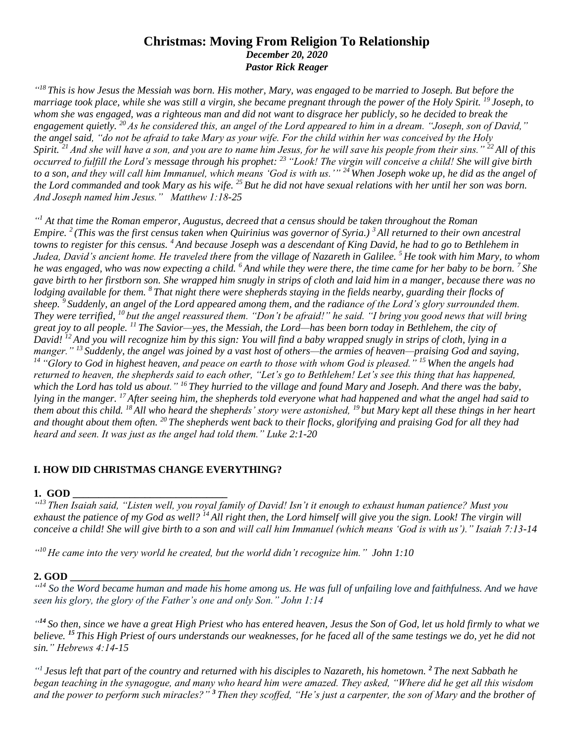# Christmas: Moving From Religion To Relationship

***December 20, 2020***

***Pastor Rick Reager***

*"[18] This is how Jesus the Messiah was born. His mother, Mary, was engaged to be married to Joseph. But before the marriage took place, while she was still a virgin, she became pregnant through the power of the Holy Spirit. [19] Joseph, to whom she was engaged, was a righteous man and did not want to disgrace her publicly, so he decided to break the engagement quietly. [20] As he considered this, an angel of the Lord appeared to him in a dream. "Joseph, son of David," the angel said, "do not be afraid to take Mary as your wife. For the child within her was conceived by the Holy Spirit. [21] And she will have a son, and you are to name him Jesus, for he will save his people from their sins." [22] All of this occurred to fulfill the Lord's message through his prophet: [23] "Look! The virgin will conceive a child! She will give birth to a son, and they will call him Immanuel, which means 'God is with us.'" [24] When Joseph woke up, he did as the angel of the Lord commanded and took Mary as his wife. [25] But he did not have sexual relations with her until her son was born. And Joseph named him Jesus." Matthew 1:18-25*

*"[1] At that time the Roman emperor, Augustus, decreed that a census should be taken throughout the Roman Empire. [2] (This was the first census taken when Quirinius was governor of Syria.) [3] All returned to their own ancestral towns to register for this census. [4] And because Joseph was a descendant of King David, he had to go to Bethlehem in Judea, David's ancient home. He traveled there from the village of Nazareth in Galilee. [5] He took with him Mary, to whom he was engaged, who was now expecting a child. [6] And while they were there, the time came for her baby to be born. [7] She gave birth to her firstborn son. She wrapped him snugly in strips of cloth and laid him in a manger, because there was no lodging available for them. [8] That night there were shepherds staying in the fields nearby, guarding their flocks of sheep. [9] Suddenly, an angel of the Lord appeared among them, and the radiance of the Lord's glory surrounded them. They were terrified, [10] but the angel reassured them. "Don't be afraid!" he said. "I bring you good news that will bring great joy to all people. [11] The Savior—yes, the Messiah, the Lord—has been born today in Bethlehem, the city of David! [12] And you will recognize him by this sign: You will find a baby wrapped snugly in strips of cloth, lying in a manger." [13] Suddenly, the angel was joined by a vast host of others—the armies of heaven—praising God and saying, [14] "Glory to God in highest heaven, and peace on earth to those with whom God is pleased." [15] When the angels had returned to heaven, the shepherds said to each other, "Let's go to Bethlehem! Let's see this thing that has happened, which the Lord has told us about." [16] They hurried to the village and found Mary and Joseph. And there was the baby, lying in the manger. [17] After seeing him, the shepherds told everyone what had happened and what the angel had said to them about this child. [18] All who heard the shepherds' story were astonished, [19] but Mary kept all these things in her heart and thought about them often. [20] The shepherds went back to their flocks, glorifying and praising God for all they had heard and seen. It was just as the angel had told them." Luke 2:1-20*

## I. HOW DID CHRISTMAS CHANGE EVERYTHING?

**1. GOD \_\_\_\_\_\_\_\_\_\_\_\_\_\_\_\_\_\_\_\_\_\_\_\_\_\_\_\_\_\_**

*"[13] Then Isaiah said, "Listen well, you royal family of David! Isn't it enough to exhaust human patience? Must you exhaust the patience of my God as well? [14] All right then, the Lord himself will give you the sign. Look! The virgin will conceive a child! She will give birth to a son and will call him Immanuel (which means 'God is with us')." Isaiah 7:13-14*

*"[10] He came into the very world he created, but the world didn't recognize him."* John 1:10

**2. GOD \_\_\_\_\_\_\_\_\_\_\_\_\_\_\_\_\_\_\_\_\_\_\_\_\_\_\_\_\_\_**

*"[14] So the Word became human and made his home among us. He was full of unfailing love and faithfulness. And we have seen his glory, the glory of the Father's one and only Son." John 1:14*

*"[14] So then, since we have a great High Priest who has entered heaven, Jesus the Son of God, let us hold firmly to what we believe. [15] This High Priest of ours understands our weaknesses, for he faced all of the same testings we do, yet he did not sin." Hebrews 4:14-15*

*"[1] Jesus left that part of the country and returned with his disciples to Nazareth, his hometown. [2] The next Sabbath he began teaching in the synagogue, and many who heard him were amazed. They asked, "Where did he get all this wisdom and the power to perform such miracles?" [3] Then they scoffed, "He's just a carpenter, the son of Mary and the brother of*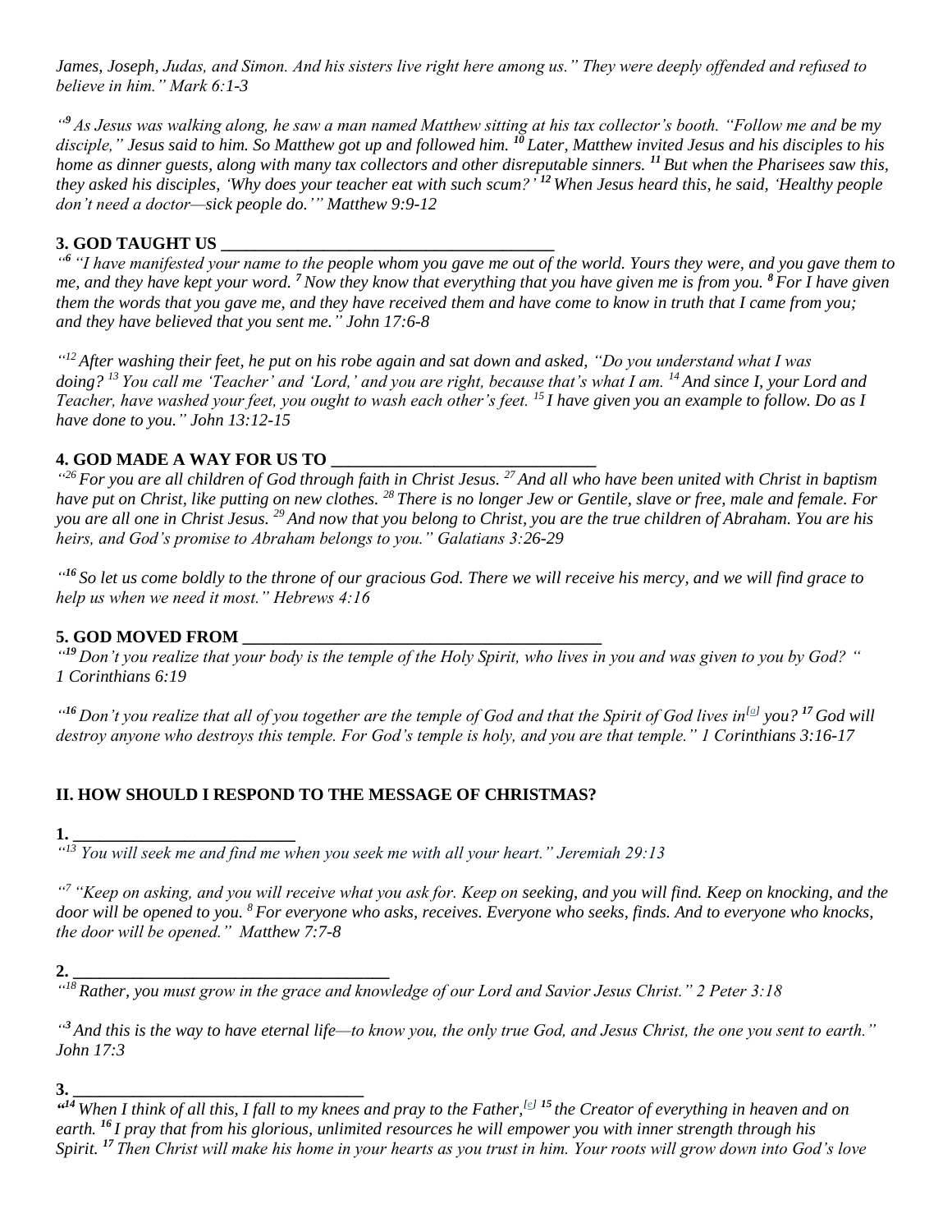*James, Joseph, Judas, and Simon. And his sisters live right here among us." They were deeply offended and refused to believe in him." Mark 6:1-3*

*"[9] As Jesus was walking along, he saw a man named Matthew sitting at his tax collector's booth. "Follow me and be my disciple," Jesus said to him. So Matthew got up and followed him. [10] Later, Matthew invited Jesus and his disciples to his home as dinner guests, along with many tax collectors and other disreputable sinners. [11] But when the Pharisees saw this, they asked his disciples, 'Why does your teacher eat with such scum?' [12] When Jesus heard this, he said, 'Healthy people don't need a doctor—sick people do.'" Matthew 9:9-12*

**3. GOD TAUGHT US _______________________________________**

*"[6] "I have manifested your name to the people whom you gave me out of the world. Yours they were, and you gave them to me, and they have kept your word. [7] Now they know that everything that you have given me is from you. [8] For I have given them the words that you gave me, and they have received them and have come to know in truth that I came from you; and they have believed that you sent me." John 17:6-8*

*"[12] After washing their feet, he put on his robe again and sat down and asked, "Do you understand what I was doing? [13] You call me 'Teacher' and 'Lord,' and you are right, because that's what I am. [14] And since I, your Lord and Teacher, have washed your feet, you ought to wash each other's feet. [15] I have given you an example to follow. Do as I have done to you." John 13:12-15*

**4. GOD MADE A WAY FOR US TO ______________________________**

*"[26] For you are all children of God through faith in Christ Jesus. [27] And all who have been united with Christ in baptism have put on Christ, like putting on new clothes. [28] There is no longer Jew or Gentile, slave or free, male and female. For you are all one in Christ Jesus. [29] And now that you belong to Christ, you are the true children of Abraham. You are his heirs, and God's promise to Abraham belongs to you." Galatians 3:26-29*

*"[16] So let us come boldly to the throne of our gracious God. There we will receive his mercy, and we will find grace to help us when we need it most." Hebrews 4:16*

**5. GOD MOVED FROM __________________________________________**

*"[19] Don't you realize that your body is the temple of the Holy Spirit, who lives in you and was given to you by God? " 1 Corinthians 6:19*

*"[16] Don't you realize that all of you together are the temple of God and that the Spirit of God lives in[a] you? [17] God will destroy anyone who destroys this temple. For God's temple is holy, and you are that temple." 1 Corinthians 3:16-17*

## II. HOW SHOULD I RESPOND TO THE MESSAGE OF CHRISTMAS?

**1. __________________________**

*"[13] You will seek me and find me when you seek me with all your heart." Jeremiah 29:13*

*"[7] "Keep on asking, and you will receive what you ask for. Keep on seeking, and you will find. Keep on knocking, and the door will be opened to you. [8] For everyone who asks, receives. Everyone who seeks, finds. And to everyone who knocks, the door will be opened." Matthew 7:7-8*

**2. ____________________________________**

*"[18] Rather, you must grow in the grace and knowledge of our Lord and Savior Jesus Christ." 2 Peter 3:18*

*"[3] And this is the way to have eternal life—to know you, the only true God, and Jesus Christ, the one you sent to earth." John 17:3*

**3. _________________________________**

*"[14] When I think of all this, I fall to my knees and pray to the Father,[e] [15] the Creator of everything in heaven and on earth. [16] I pray that from his glorious, unlimited resources he will empower you with inner strength through his Spirit. [17] Then Christ will make his home in your hearts as you trust in him. Your roots will grow down into God's love*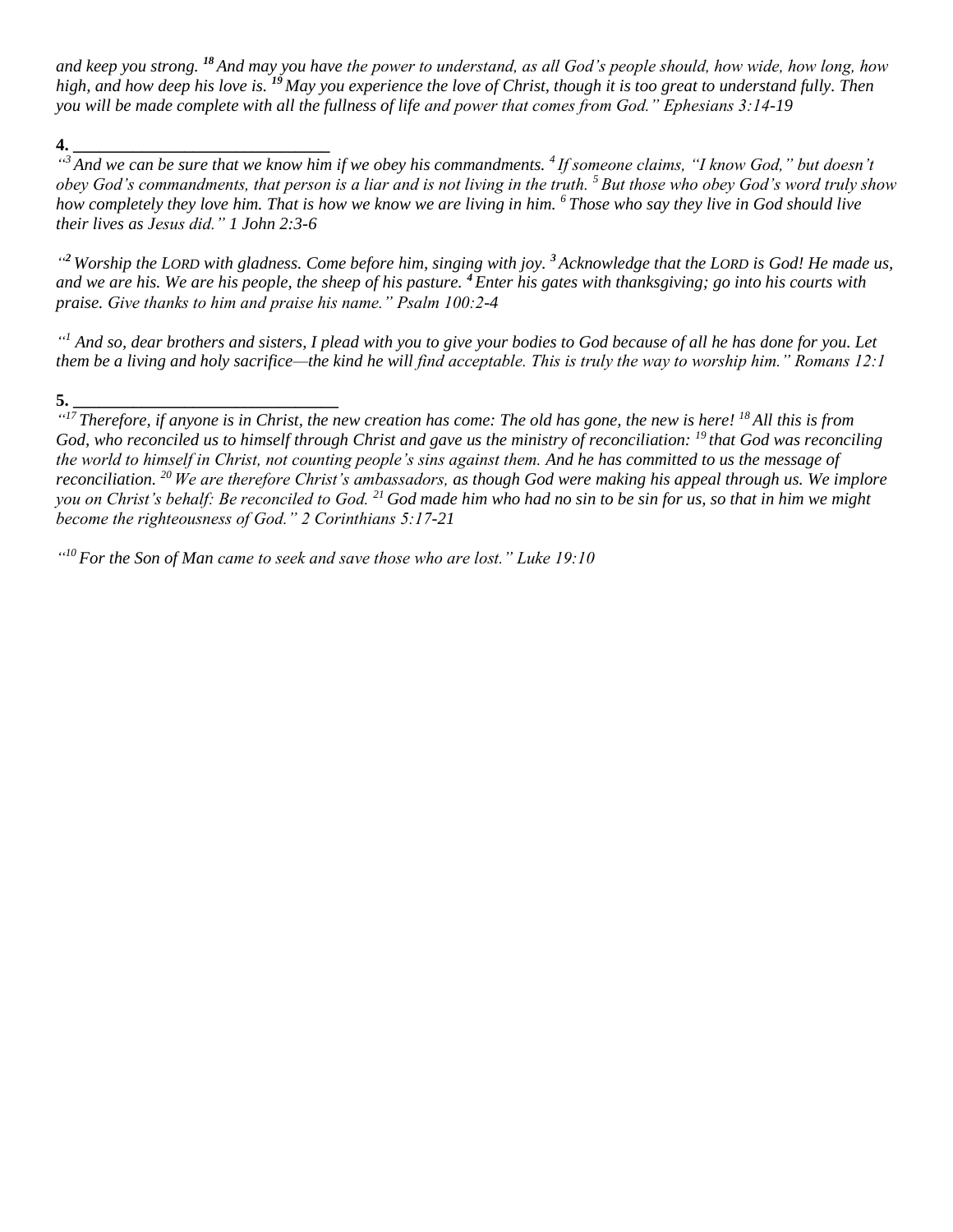*and keep you strong.* ***18*** *And may you have the power to understand, as all God's people should, how wide, how long, how high, and how deep his love is.* ***19*** *May you experience the love of Christ, though it is too great to understand fully. Then you will be made complete with all the fullness of life and power that comes from God." Ephesians 3:14-19*

**4. ______________________________**

*"[3] And we can be sure that we know him if we obey his commandments. [4] If someone claims, "I know God," but doesn't obey God's commandments, that person is a liar and is not living in the truth. [5] But those who obey God's word truly show how completely they love him. That is how we know we are living in him. [6] Those who say they live in God should live their lives as Jesus did." 1 John 2:3-6*

*"**2** Worship the LORD with gladness. Come before him, singing with joy.* ***3*** *Acknowledge that the LORD is God! He made us, and we are his. We are his people, the sheep of his pasture.* ***4*** *Enter his gates with thanksgiving; go into his courts with praise. Give thanks to him and praise his name." Psalm 100:2-4*

*"[1] And so, dear brothers and sisters, I plead with you to give your bodies to God because of all he has done for you. Let them be a living and holy sacrifice—the kind he will find acceptable. This is truly the way to worship him." Romans 12:1*

**5. ______________________________**

*"[17] Therefore, if anyone is in Christ, the new creation has come: The old has gone, the new is here! [18] All this is from God, who reconciled us to himself through Christ and gave us the ministry of reconciliation: [19] that God was reconciling the world to himself in Christ, not counting people's sins against them. And he has committed to us the message of reconciliation. [20] We are therefore Christ's ambassadors, as though God were making his appeal through us. We implore you on Christ's behalf: Be reconciled to God. [21] God made him who had no sin to be sin for us, so that in him we might become the righteousness of God." 2 Corinthians 5:17-21*

*"[10] For the Son of Man came to seek and save those who are lost." Luke 19:10*